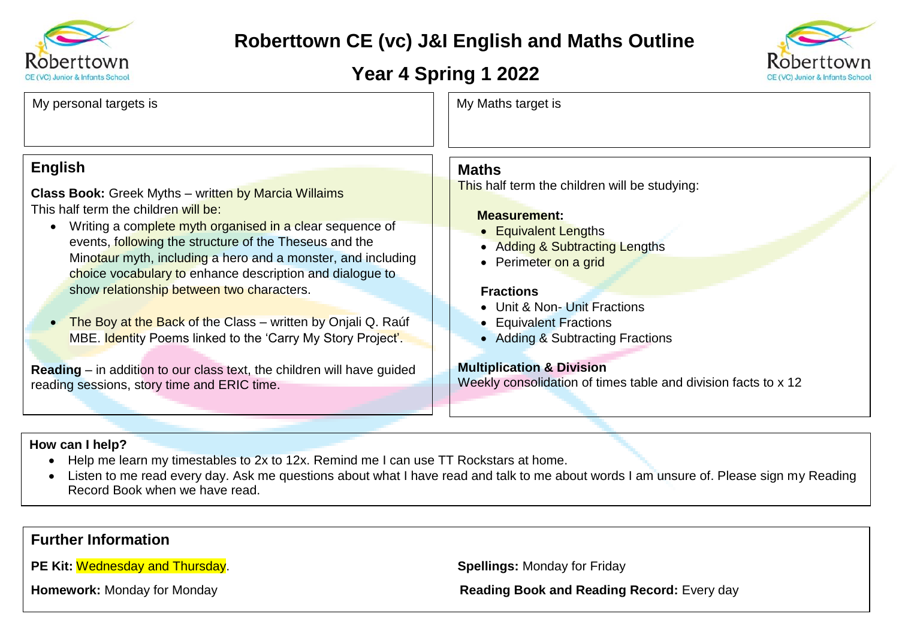# Roberttown CE (vc) J&I English and Maths Outline

## Year 4 Spring 1 2022

My personal targets is

My Maths target is

## English

**Class Book:** Greek Myths – written by Marcia Willaims

This half term the children will be:

- Writing a complete myth organised in a clear sequence of events, following the structure of the Theseus and the Minotaur myth, including a hero and a monster, and including choice vocabulary to enhance description and dialogue to show relationship between two characters.
- The Boy at the Back of the Class – written by Onjali Q. Raúf MBE. Identity Poems linked to the 'Carry My Story Project'.

**Reading** – in addition to our class text, the children will have guided reading sessions, story time and ERIC time.

## Maths

This half term the children will be studying:

**Measurement:**

- Equivalent Lengths
- Adding & Subtracting Lengths
- Perimeter on a grid

**Fractions**

- Unit & Non- Unit Fractions
- Equivalent Fractions
- Adding & Subtracting Fractions

**Multiplication & Division**

Weekly consolidation of times table and division facts to x 12

**How can I help?**

- Help me learn my timestables to 2x to 12x. Remind me I can use TT Rockstars at home.
- Listen to me read every day. Ask me questions about what I have read and talk to me about words I am unsure of. Please sign my Reading Record Book when we have read.

## Further Information

**PE Kit:** Wednesday and Thursday.

**Homework:** Monday for Monday

**Spellings:** Monday for Friday

**Reading Book and Reading Record:** Every day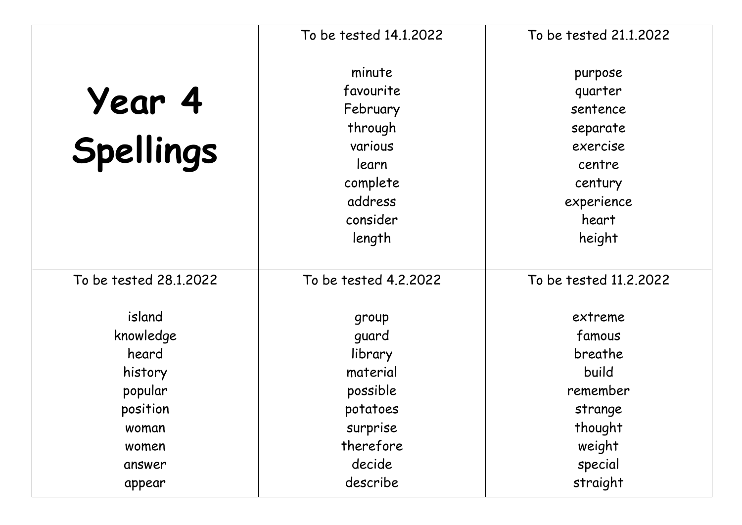# Year 4 Spellings

| | | |
|---|---|---|
| **Year 4 Spellings** | To be tested 14.1.2022<br><br>minute<br>favourite<br>February<br>through<br>various<br>learn<br>complete<br>address<br>consider<br>length | To be tested 21.1.2022<br><br>purpose<br>quarter<br>sentence<br>separate<br>exercise<br>centre<br>century<br>experience<br>heart<br>height |
| To be tested 28.1.2022<br><br>island<br>knowledge<br>heard<br>history<br>popular<br>position<br>woman<br>women<br>answer<br>appear | To be tested 4.2.2022<br><br>group<br>guard<br>library<br>material<br>possible<br>potatoes<br>surprise<br>therefore<br>decide<br>describe | To be tested 11.2.2022<br><br>extreme<br>famous<br>breathe<br>build<br>remember<br>strange<br>thought<br>weight<br>special<br>straight |